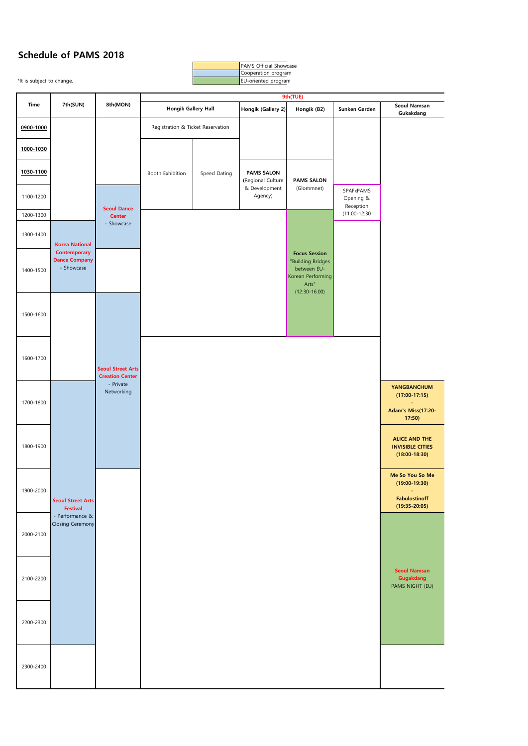# Schedule of PAMS 2018

*It is subject to change.

| Legend |
| --- |
| PAMS Official Showcase (yellow) |
| Cooperation program (blue) |
| EU-oriented program (green) |

| Time | 7th(SUN) | 8th(MON) | 9th(TUE) Hongik Gallery Hall | | Hongik (Gallery 2) | Hongik (B2) | Sunken Garden | Seoul Namsan Gukakdang |
| --- | --- | --- | --- | --- | --- | --- | --- | --- |
| 0900-1000 | | | Registration & Ticket Reservation | | | | | |
| 1000-1030 | | | Booth Exhibition | Speed Dating | | | | |
| 1030-1100 | | | | | **PAMS SALON** (Regional Culture & Development Agency) | **PAMS SALON** (Glommnet) | | |
| 1100-1200 | | **Seoul Dance Center** - Showcase | | | | | SPAFxPAMS Opening & Reception (11:00-12:30 | |
| 1200-1300 | | | | | | **Focus Session** "Building Bridges between EU-Korean Performing Arts" (12:30-16:00) | | |
| 1300-1400 | **Korea National Contemporary Dance Company** - Showcase | | | | | | | |
| 1400-1500 | | | | | | | | |
| 1500-1600 | | **Seoul Street Arts Creation Center** - Private Networking | | | | | | |
| 1600-1700 | | | | | | | | |
| 1700-1800 | **Seoul Street Arts Festival** - Performance & Closing Ceremony | | | | | | | **YANGBANCHUM (17:00-17:15) - Adam's Miss(17:20-17:50)** |
| 1800-1900 | | | | | | | | **ALICE AND THE INVISIBLE CITIES (18:00-18:30)** |
| 1900-2000 | | | | | | | | **Me So You So Me (19:00-19:30) - Fabulostinoff (19:35-20:05)** |
| 2000-2100 | | | | | | | | **Seoul Namsan Gugakdang** PAMS NIGHT (EU) |
| 2100-2200 | | | | | | | | |
| 2200-2300 | | | | | | | | |
| 2300-2400 | | | | | | | | |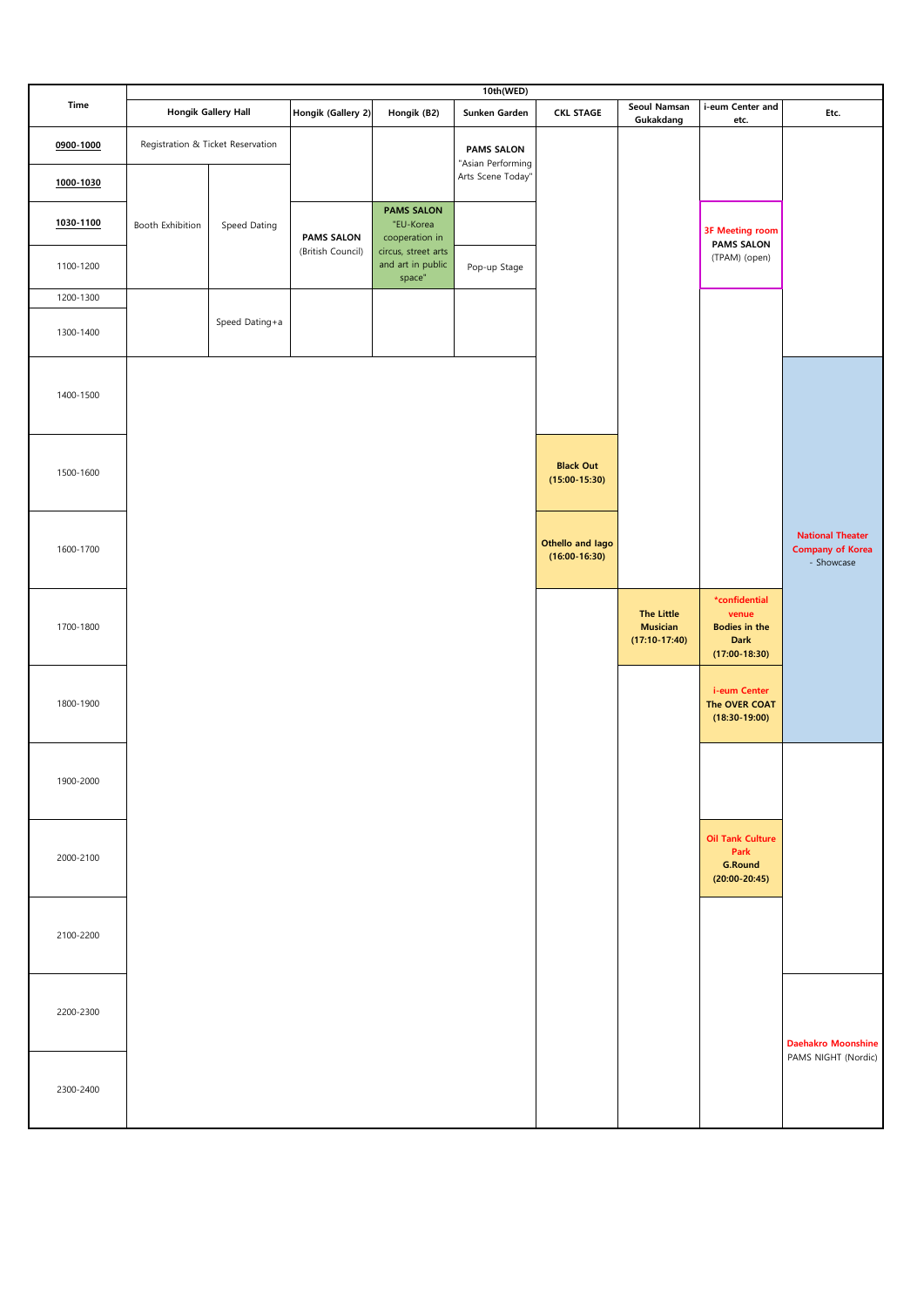| Time | 10th(WED) | | | | | | | | |
|---|---|---|---|---|---|---|---|---|---|
| | Hongik Gallery Hall | | Hongik (Gallery 2) | Hongik (B2) | Sunken Garden | CKL STAGE | Seoul Namsan Gukakdang | i-eum Center and etc. | Etc. |
| 0900-1000 | Registration & Ticket Reservation | | | | **PAMS SALON** "Asian Performing Arts Scene Today" | | | | |
| 1000-1030 | Booth Exhibition | Speed Dating | | | | | | | |
| 1030-1100 | | | **PAMS SALON** (British Council) | **PAMS SALON** "EU-Korea cooperation in circus, street arts and art in public space" | | | | 3F Meeting room **PAMS SALON** (TPAM) (open) | |
| 1100-1200 | | | | | Pop-up Stage | | | | |
| 1200-1300 | | Speed Dating+a | | | | | | | |
| 1300-1400 | | | | | | | | | |
| 1400-1500 | | | | | | | | | National Theater Company of Korea - Showcase |
| 1500-1600 | | | | | | **Black Out (15:00-15:30)** | | | |
| 1600-1700 | | | | | | **Othello and Iago (16:00-16:30)** | | | |
| 1700-1800 | | | | | | | **The Little Musician (17:10-17:40)** | *confidential venue **Bodies in the Dark (17:00-18:30)** | |
| 1800-1900 | | | | | | | | i-eum Center **The OVER COAT (18:30-19:00)** | |
| 1900-2000 | | | | | | | | | |
| 2000-2100 | | | | | | | | Oil Tank Culture Park **G.Round (20:00-20:45)** | |
| 2100-2200 | | | | | | | | | |
| 2200-2300 | | | | | | | | | Daehakro Moonshine PAMS NIGHT (Nordic) |
| 2300-2400 | | | | | | | | | |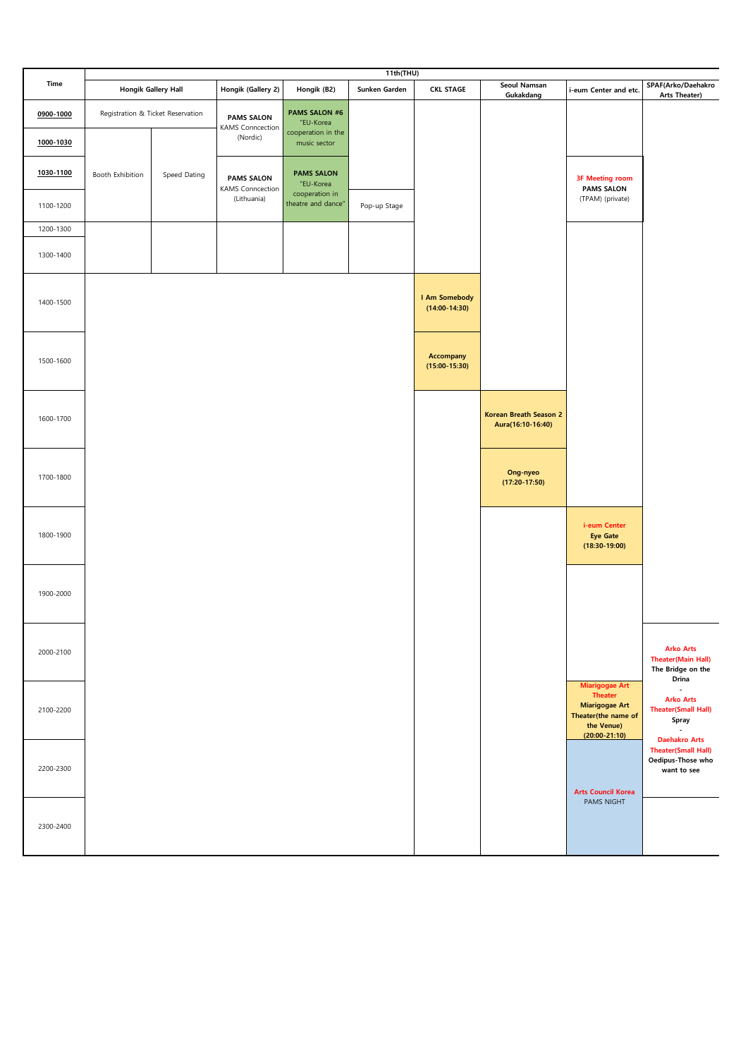| Time | 11th(THU) | | | | | | | | |
|---|---|---|---|---|---|---|---|---|---|
| | Hongik Gallery Hall | | Hongik (Gallery 2) | Hongik (B2) | Sunken Garden | CKL STAGE | Seoul Namsan Gukakdang | i-eum Center and etc. | SPAF(Arko/Daehakro Arts Theater) |
| 0900-1000 | Registration & Ticket Reservation | | **PAMS SALON** KAMS Conncection (Nordic) | **PAMS SALON #6** "EU-Korea cooperation in the music sector | | | | | |
| 1000-1030 | Booth Exhibition | Speed Dating | | | | | | | |
| 1030-1100 | | | **PAMS SALON** KAMS Conncection (Lithuania) | **PAMS SALON** "EU-Korea cooperation in theatre and dance" | | | | **3F Meeting room** **PAMS SALON** (TPAM) (private) | |
| 1100-1200 | | | | | Pop-up Stage | | | | |
| 1200-1300 | | | | | | | | | |
| 1300-1400 | | | | | | | | | |
| 1400-1500 | | | | | | **I Am Somebody (14:00-14:30)** | | | |
| 1500-1600 | | | | | | **Accompany (15:00-15:30)** | | | |
| 1600-1700 | | | | | | | **Korean Breath Season 2 Aura(16:10-16:40)** | | |
| 1700-1800 | | | | | | | **Ong-nyeo (17:20-17:50)** | | |
| 1800-1900 | | | | | | | | **i-eum Center** **Eye Gate (18:30-19:00)** | |
| 1900-2000 | | | | | | | | | |
| 2000-2100 | | | | | | | | | **Arko Arts Theater(Main Hall)** **The Bridge on the Drina** - **Arko Arts Theater(Small Hall)** **Spray** - **Daehakro Arts Theater(Small Hall)** **Oedipus-Those who want to see** |
| 2100-2200 | | | | | | | | **Miarigogae Art Theater** **Miarigogae Art Theater(the name of the Venue) (20:00-21:10)** | |
| 2200-2300 | | | | | | | | **Arts Council Korea** PAMS NIGHT | |
| 2300-2400 | | | | | | | | | |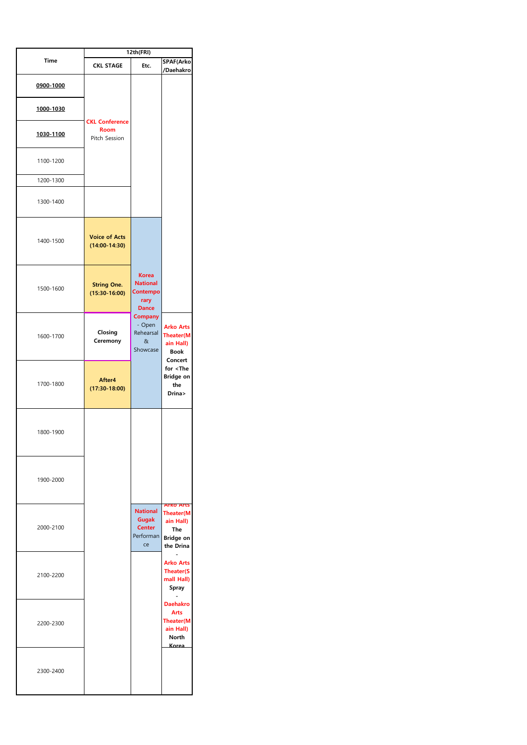| Time | 12th(FRI) | | |
|---|---|---|---|
| | CKL STAGE | Etc. | SPAF(Arko/Daehakro |
| 0900-1000 | CKL Conference Room Pitch Session | | |
| 1000-1030 | | | |
| 1030-1100 | | | |
| 1100-1200 | | | |
| 1200-1300 | | | |
| 1300-1400 | | | |
| 1400-1500 | Voice of Acts (14:00-14:30) | Korea National Contemporary Dance Company - Open Rehearsal & Showcase | |
| 1500-1600 | String One. (15:30-16:00) | | |
| 1600-1700 | Closing Ceremony | | Arko Arts Theater(Main Hall) Book Concert for <The Bridge on the Drina> |
| 1700-1800 | After4 (17:30-18:00) | | |
| 1800-1900 | | | |
| 1900-2000 | | | |
| 2000-2100 | | National Gugak Center Performance | Arko Arts Theater(Main Hall) The Bridge on the Drina - Arko Arts Theater(Small Hall) Spray - Daehakro Arts Theater(Main Hall) North Korea |
| 2100-2200 | | | |
| 2200-2300 | | | |
| 2300-2400 | | | |